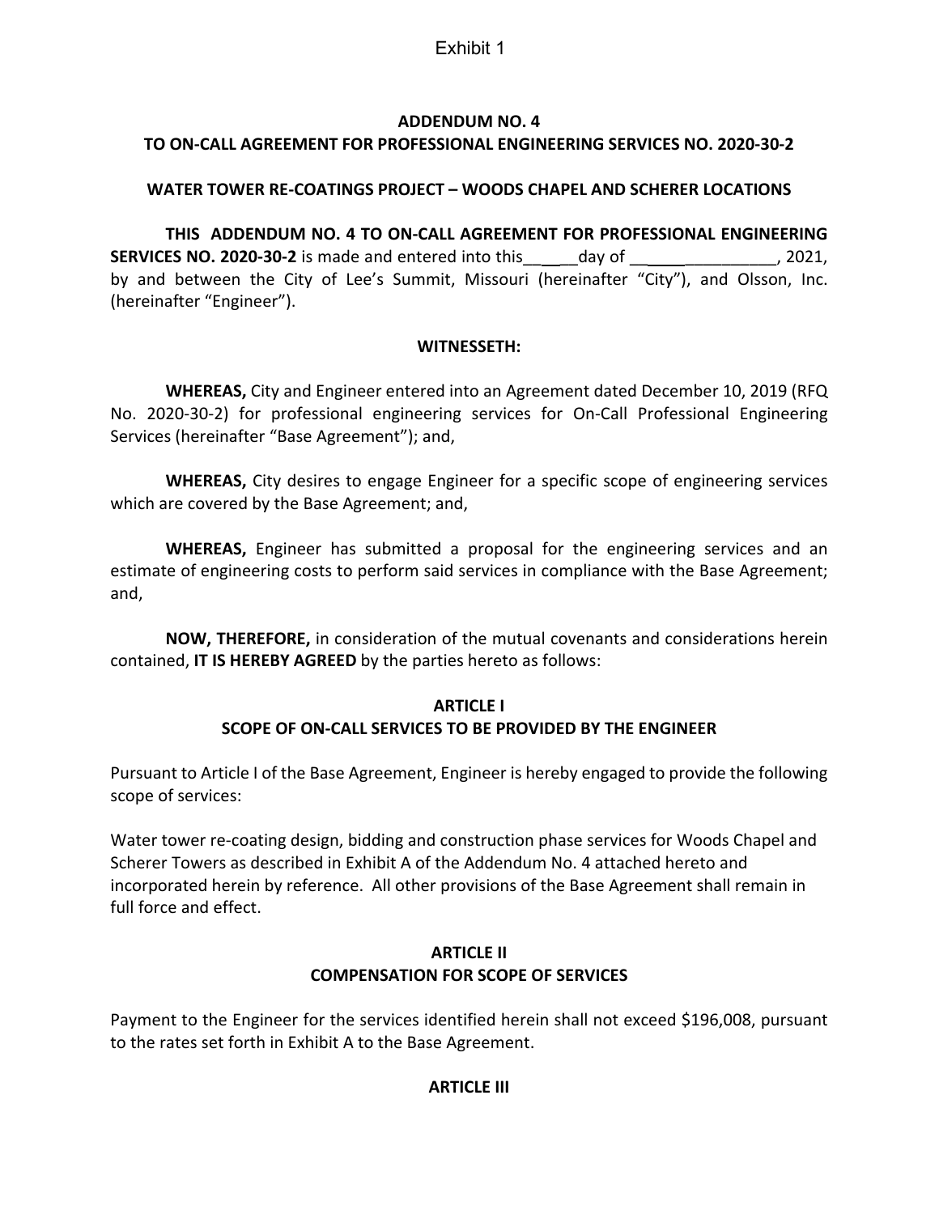Exhibit 1

**ADDENDUM NO. 4**
**TO ON-CALL AGREEMENT FOR PROFESSIONAL ENGINEERING SERVICES NO. 2020-30-2**

**WATER TOWER RE-COATINGS PROJECT – WOODS CHAPEL AND SCHERER LOCATIONS**

**THIS ADDENDUM NO. 4 TO ON-CALL AGREEMENT FOR PROFESSIONAL ENGINEERING SERVICES NO. 2020-30-2** is made and entered into this______day of _________________, 2021, by and between the City of Lee's Summit, Missouri (hereinafter "City"), and Olsson, Inc. (hereinafter "Engineer").

**WITNESSETH:**

**WHEREAS,** City and Engineer entered into an Agreement dated December 10, 2019 (RFQ No. 2020-30-2) for professional engineering services for On-Call Professional Engineering Services (hereinafter "Base Agreement"); and,

**WHEREAS,** City desires to engage Engineer for a specific scope of engineering services which are covered by the Base Agreement; and,

**WHEREAS,** Engineer has submitted a proposal for the engineering services and an estimate of engineering costs to perform said services in compliance with the Base Agreement; and,

**NOW, THEREFORE,** in consideration of the mutual covenants and considerations herein contained, **IT IS HEREBY AGREED** by the parties hereto as follows:

**ARTICLE I**
**SCOPE OF ON-CALL SERVICES TO BE PROVIDED BY THE ENGINEER**

Pursuant to Article I of the Base Agreement, Engineer is hereby engaged to provide the following scope of services:

Water tower re-coating design, bidding and construction phase services for Woods Chapel and Scherer Towers as described in Exhibit A of the Addendum No. 4 attached hereto and incorporated herein by reference. All other provisions of the Base Agreement shall remain in full force and effect.

**ARTICLE II**
**COMPENSATION FOR SCOPE OF SERVICES**

Payment to the Engineer for the services identified herein shall not exceed $196,008, pursuant to the rates set forth in Exhibit A to the Base Agreement.

**ARTICLE III**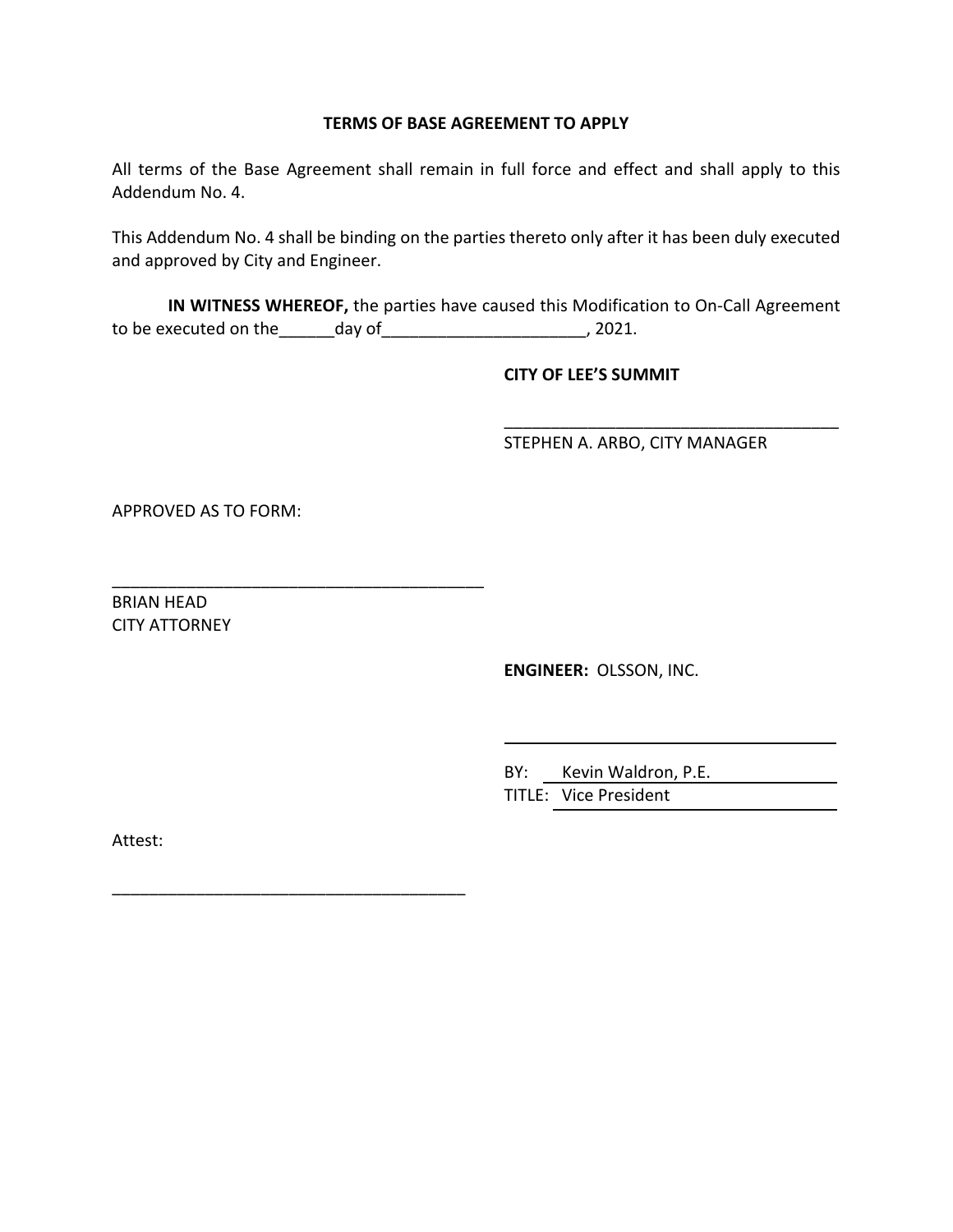**TERMS OF BASE AGREEMENT TO APPLY**

All terms of the Base Agreement shall remain in full force and effect and shall apply to this Addendum No. 4.

This Addendum No. 4 shall be binding on the parties thereto only after it has been duly executed and approved by City and Engineer.

**IN WITNESS WHEREOF,** the parties have caused this Modification to On-Call Agreement to be executed on the______day of______________________, 2021.

**CITY OF LEE'S SUMMIT**

_____________________________________

STEPHEN A. ARBO, CITY MANAGER

APPROVED AS TO FORM:

_________________________________________

BRIAN HEAD
CITY ATTORNEY

**ENGINEER:** OLSSON, INC.

_____________________________________

BY: Kevin Waldron, P.E.
TITLE: Vice President

Attest:

_______________________________________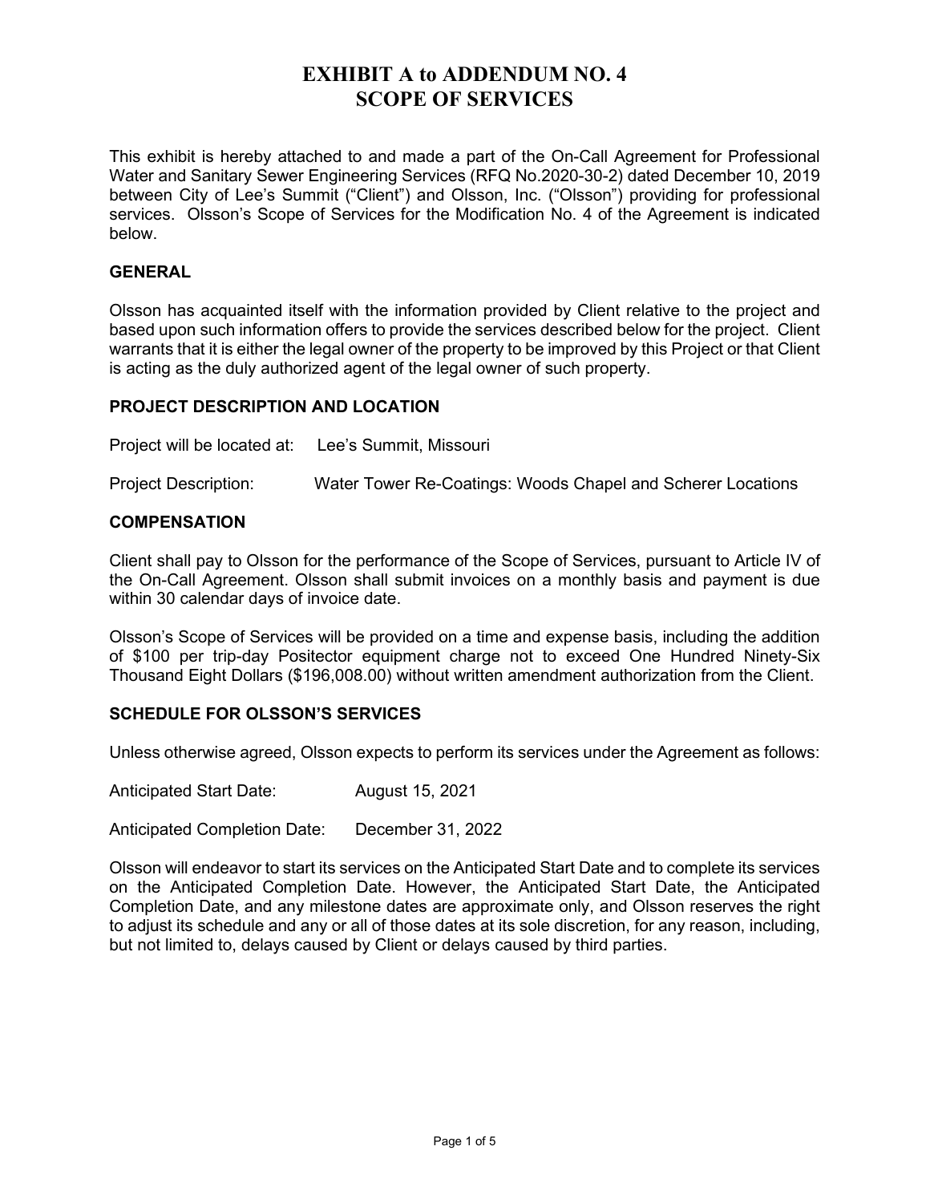# EXHIBIT A to ADDENDUM NO. 4
# SCOPE OF SERVICES

This exhibit is hereby attached to and made a part of the On-Call Agreement for Professional Water and Sanitary Sewer Engineering Services (RFQ No.2020-30-2) dated December 10, 2019 between City of Lee's Summit ("Client") and Olsson, Inc. ("Olsson") providing for professional services. Olsson's Scope of Services for the Modification No. 4 of the Agreement is indicated below.

## GENERAL

Olsson has acquainted itself with the information provided by Client relative to the project and based upon such information offers to provide the services described below for the project. Client warrants that it is either the legal owner of the property to be improved by this Project or that Client is acting as the duly authorized agent of the legal owner of such property.

## PROJECT DESCRIPTION AND LOCATION

Project will be located at: Lee's Summit, Missouri

Project Description: Water Tower Re-Coatings: Woods Chapel and Scherer Locations

## COMPENSATION

Client shall pay to Olsson for the performance of the Scope of Services, pursuant to Article IV of the On-Call Agreement. Olsson shall submit invoices on a monthly basis and payment is due within 30 calendar days of invoice date.

Olsson's Scope of Services will be provided on a time and expense basis, including the addition of $100 per trip-day Positector equipment charge not to exceed One Hundred Ninety-Six Thousand Eight Dollars ($196,008.00) without written amendment authorization from the Client.

## SCHEDULE FOR OLSSON'S SERVICES

Unless otherwise agreed, Olsson expects to perform its services under the Agreement as follows:

Anticipated Start Date: August 15, 2021

Anticipated Completion Date: December 31, 2022

Olsson will endeavor to start its services on the Anticipated Start Date and to complete its services on the Anticipated Completion Date. However, the Anticipated Start Date, the Anticipated Completion Date, and any milestone dates are approximate only, and Olsson reserves the right to adjust its schedule and any or all of those dates at its sole discretion, for any reason, including, but not limited to, delays caused by Client or delays caused by third parties.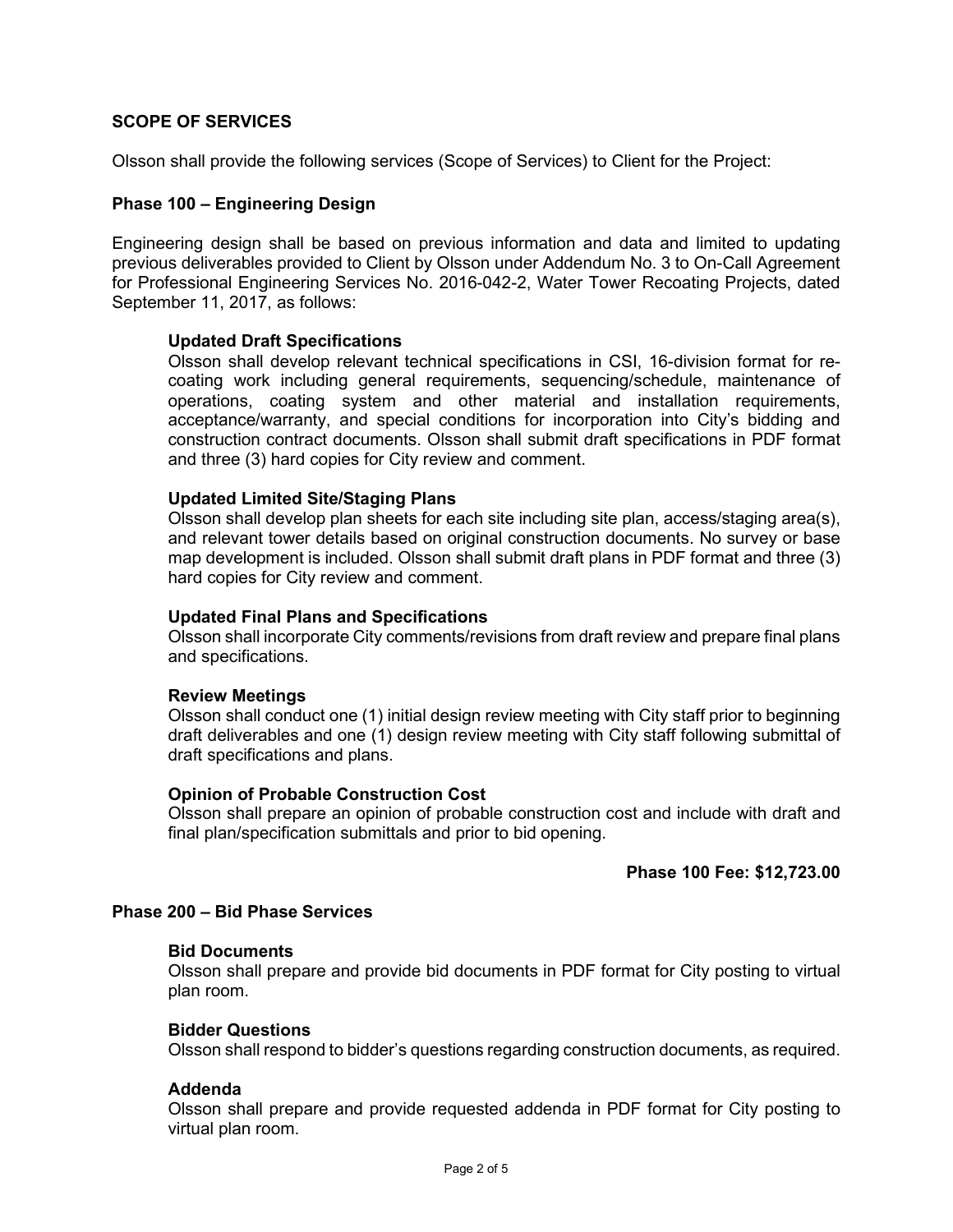## SCOPE OF SERVICES

Olsson shall provide the following services (Scope of Services) to Client for the Project:

### Phase 100 – Engineering Design

Engineering design shall be based on previous information and data and limited to updating previous deliverables provided to Client by Olsson under Addendum No. 3 to On-Call Agreement for Professional Engineering Services No. 2016-042-2, Water Tower Recoating Projects, dated September 11, 2017, as follows:

**Updated Draft Specifications**
Olsson shall develop relevant technical specifications in CSI, 16-division format for re-coating work including general requirements, sequencing/schedule, maintenance of operations, coating system and other material and installation requirements, acceptance/warranty, and special conditions for incorporation into City's bidding and construction contract documents. Olsson shall submit draft specifications in PDF format and three (3) hard copies for City review and comment.

**Updated Limited Site/Staging Plans**
Olsson shall develop plan sheets for each site including site plan, access/staging area(s), and relevant tower details based on original construction documents. No survey or base map development is included. Olsson shall submit draft plans in PDF format and three (3) hard copies for City review and comment.

**Updated Final Plans and Specifications**
Olsson shall incorporate City comments/revisions from draft review and prepare final plans and specifications.

**Review Meetings**
Olsson shall conduct one (1) initial design review meeting with City staff prior to beginning draft deliverables and one (1) design review meeting with City staff following submittal of draft specifications and plans.

**Opinion of Probable Construction Cost**
Olsson shall prepare an opinion of probable construction cost and include with draft and final plan/specification submittals and prior to bid opening.

**Phase 100 Fee: $12,723.00**

### Phase 200 – Bid Phase Services

**Bid Documents**
Olsson shall prepare and provide bid documents in PDF format for City posting to virtual plan room.

**Bidder Questions**
Olsson shall respond to bidder's questions regarding construction documents, as required.

**Addenda**
Olsson shall prepare and provide requested addenda in PDF format for City posting to virtual plan room.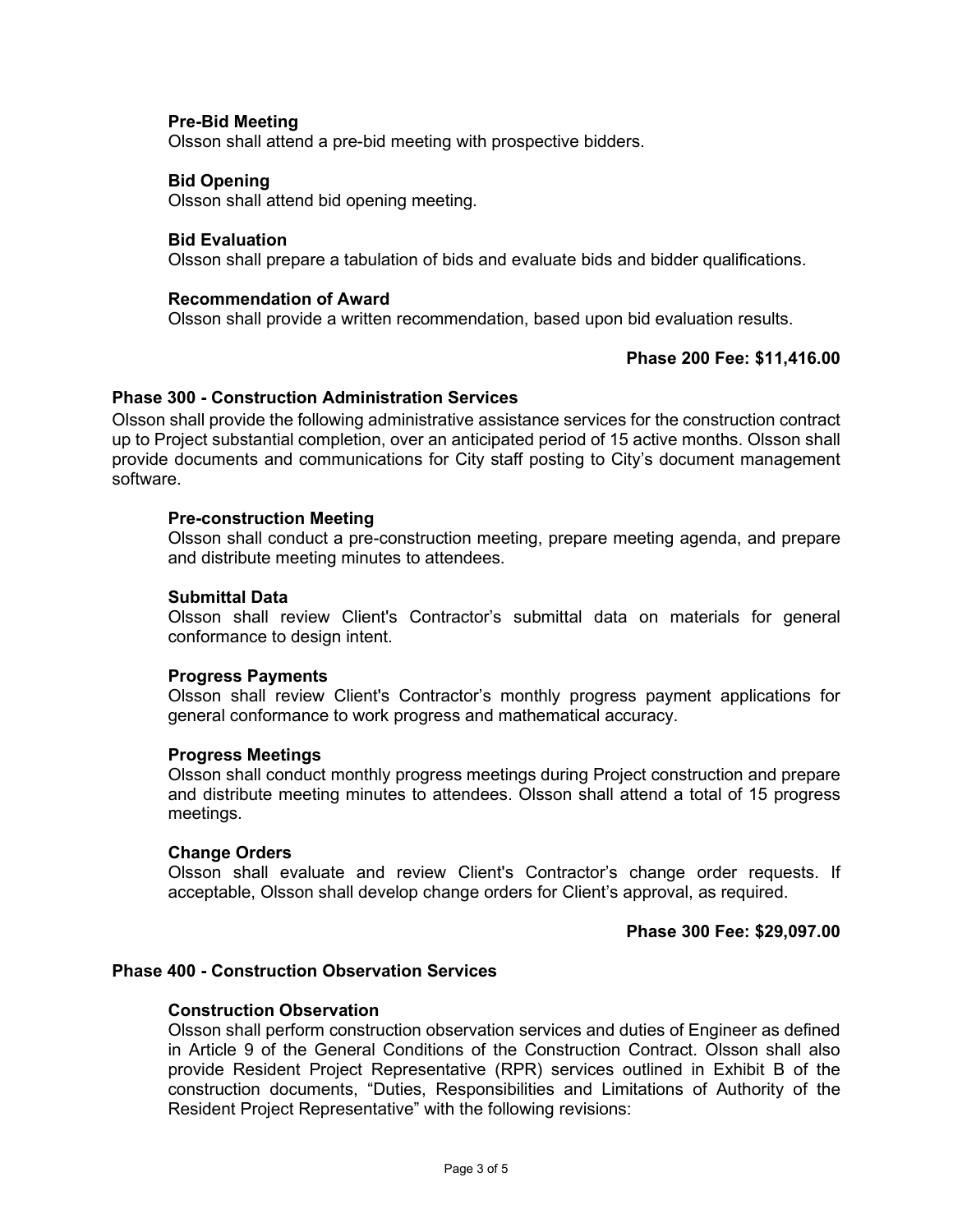#### Pre-Bid Meeting

Olsson shall attend a pre-bid meeting with prospective bidders.

#### Bid Opening

Olsson shall attend bid opening meeting.

#### Bid Evaluation

Olsson shall prepare a tabulation of bids and evaluate bids and bidder qualifications.

#### Recommendation of Award

Olsson shall provide a written recommendation, based upon bid evaluation results.

**Phase 200 Fee: $11,416.00**

### Phase 300 - Construction Administration Services

Olsson shall provide the following administrative assistance services for the construction contract up to Project substantial completion, over an anticipated period of 15 active months. Olsson shall provide documents and communications for City staff posting to City's document management software.

#### Pre-construction Meeting

Olsson shall conduct a pre-construction meeting, prepare meeting agenda, and prepare and distribute meeting minutes to attendees.

#### Submittal Data

Olsson shall review Client's Contractor's submittal data on materials for general conformance to design intent.

#### Progress Payments

Olsson shall review Client's Contractor's monthly progress payment applications for general conformance to work progress and mathematical accuracy.

#### Progress Meetings

Olsson shall conduct monthly progress meetings during Project construction and prepare and distribute meeting minutes to attendees. Olsson shall attend a total of 15 progress meetings.

#### Change Orders

Olsson shall evaluate and review Client's Contractor's change order requests. If acceptable, Olsson shall develop change orders for Client's approval, as required.

**Phase 300 Fee: $29,097.00**

### Phase 400 - Construction Observation Services

#### Construction Observation

Olsson shall perform construction observation services and duties of Engineer as defined in Article 9 of the General Conditions of the Construction Contract. Olsson shall also provide Resident Project Representative (RPR) services outlined in Exhibit B of the construction documents, "Duties, Responsibilities and Limitations of Authority of the Resident Project Representative" with the following revisions: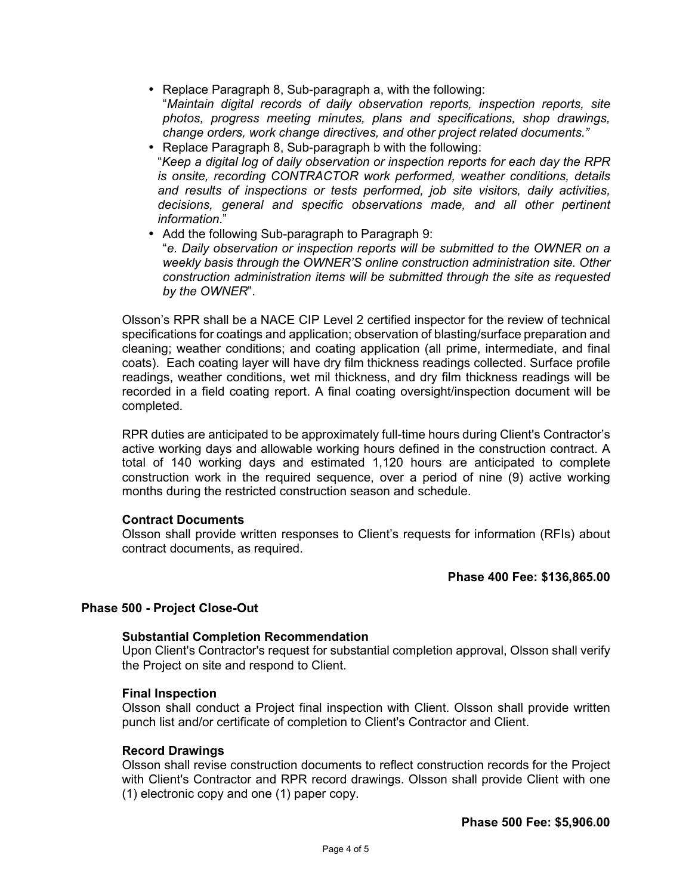- Replace Paragraph 8, Sub-paragraph a, with the following:
  "*Maintain digital records of daily observation reports, inspection reports, site photos, progress meeting minutes, plans and specifications, shop drawings, change orders, work change directives, and other project related documents.*"
- Replace Paragraph 8, Sub-paragraph b with the following:
  "*Keep a digital log of daily observation or inspection reports for each day the RPR is onsite, recording CONTRACTOR work performed, weather conditions, details and results of inspections or tests performed, job site visitors, daily activities, decisions, general and specific observations made, and all other pertinent information*."
- Add the following Sub-paragraph to Paragraph 9:
  "*e. Daily observation or inspection reports will be submitted to the OWNER on a weekly basis through the OWNER'S online construction administration site. Other construction administration items will be submitted through the site as requested by the OWNER*".

Olsson's RPR shall be a NACE CIP Level 2 certified inspector for the review of technical specifications for coatings and application; observation of blasting/surface preparation and cleaning; weather conditions; and coating application (all prime, intermediate, and final coats). Each coating layer will have dry film thickness readings collected. Surface profile readings, weather conditions, wet mil thickness, and dry film thickness readings will be recorded in a field coating report. A final coating oversight/inspection document will be completed.

RPR duties are anticipated to be approximately full-time hours during Client's Contractor's active working days and allowable working hours defined in the construction contract. A total of 140 working days and estimated 1,120 hours are anticipated to complete construction work in the required sequence, over a period of nine (9) active working months during the restricted construction season and schedule.

**Contract Documents**

Olsson shall provide written responses to Client's requests for information (RFIs) about contract documents, as required.

**Phase 400 Fee: $136,865.00**

## Phase 500 - Project Close-Out

**Substantial Completion Recommendation**

Upon Client's Contractor's request for substantial completion approval, Olsson shall verify the Project on site and respond to Client.

**Final Inspection**

Olsson shall conduct a Project final inspection with Client. Olsson shall provide written punch list and/or certificate of completion to Client's Contractor and Client.

**Record Drawings**

Olsson shall revise construction documents to reflect construction records for the Project with Client's Contractor and RPR record drawings. Olsson shall provide Client with one (1) electronic copy and one (1) paper copy.

**Phase 500 Fee: $5,906.00**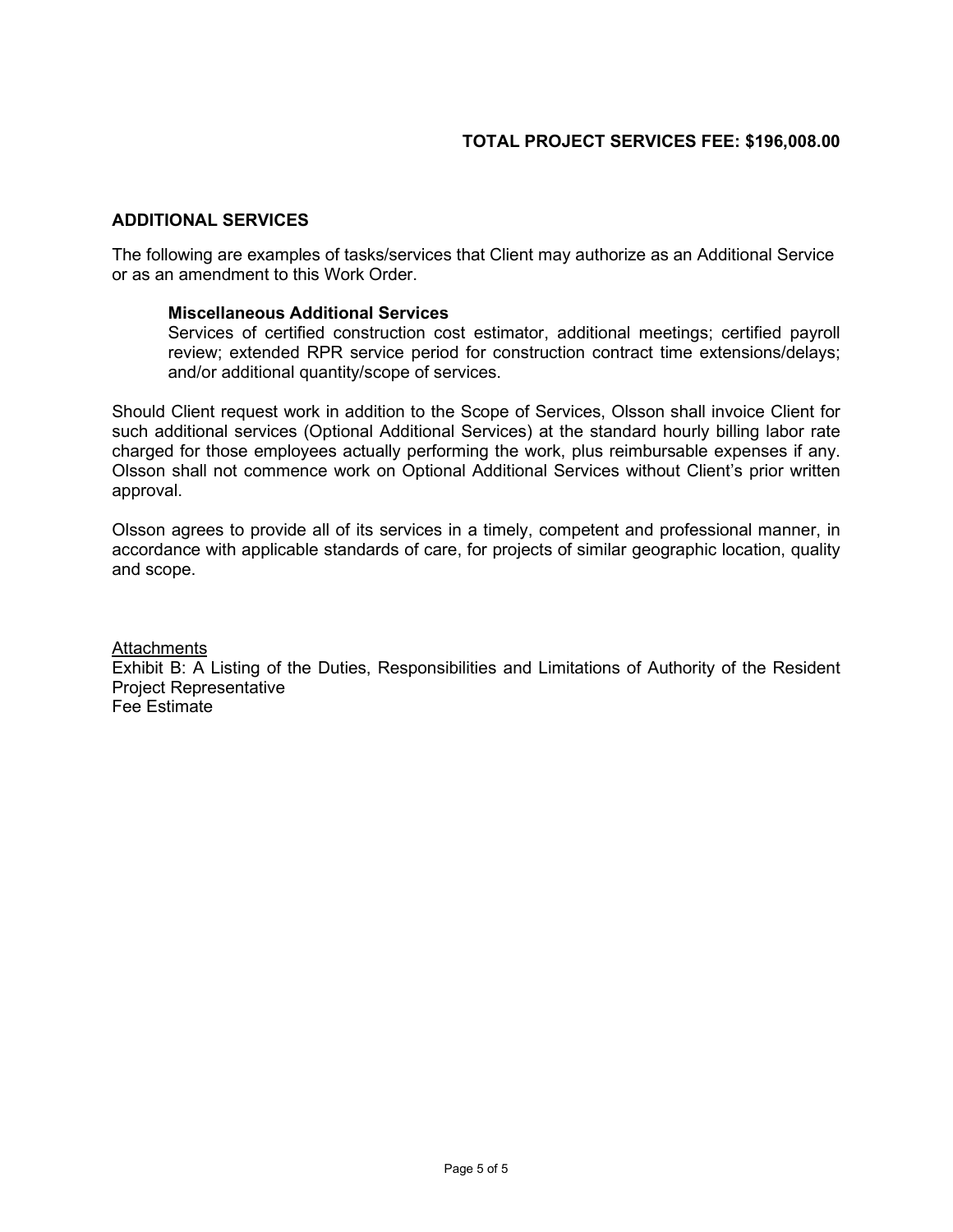**TOTAL PROJECT SERVICES FEE: $196,008.00**

## ADDITIONAL SERVICES

The following are examples of tasks/services that Client may authorize as an Additional Service or as an amendment to this Work Order.

**Miscellaneous Additional Services**
Services of certified construction cost estimator, additional meetings; certified payroll review; extended RPR service period for construction contract time extensions/delays; and/or additional quantity/scope of services.

Should Client request work in addition to the Scope of Services, Olsson shall invoice Client for such additional services (Optional Additional Services) at the standard hourly billing labor rate charged for those employees actually performing the work, plus reimbursable expenses if any. Olsson shall not commence work on Optional Additional Services without Client's prior written approval.

Olsson agrees to provide all of its services in a timely, competent and professional manner, in accordance with applicable standards of care, for projects of similar geographic location, quality and scope.

<u>Attachments</u>
Exhibit B: A Listing of the Duties, Responsibilities and Limitations of Authority of the Resident Project Representative
Fee Estimate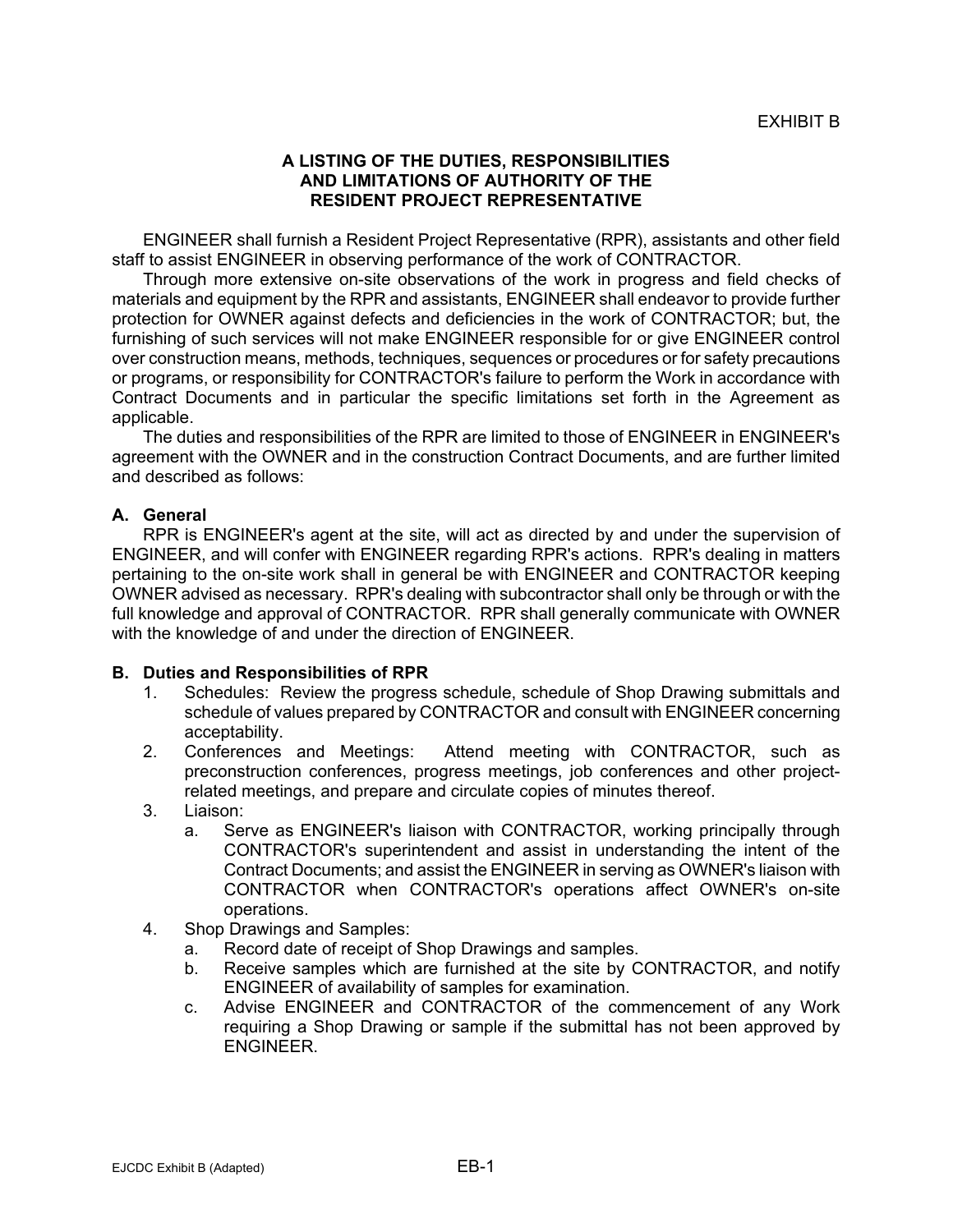EXHIBIT B

# A LISTING OF THE DUTIES, RESPONSIBILITIES AND LIMITATIONS OF AUTHORITY OF THE RESIDENT PROJECT REPRESENTATIVE

ENGINEER shall furnish a Resident Project Representative (RPR), assistants and other field staff to assist ENGINEER in observing performance of the work of CONTRACTOR.

Through more extensive on-site observations of the work in progress and field checks of materials and equipment by the RPR and assistants, ENGINEER shall endeavor to provide further protection for OWNER against defects and deficiencies in the work of CONTRACTOR; but, the furnishing of such services will not make ENGINEER responsible for or give ENGINEER control over construction means, methods, techniques, sequences or procedures or for safety precautions or programs, or responsibility for CONTRACTOR's failure to perform the Work in accordance with Contract Documents and in particular the specific limitations set forth in the Agreement as applicable.

The duties and responsibilities of the RPR are limited to those of ENGINEER in ENGINEER's agreement with the OWNER and in the construction Contract Documents, and are further limited and described as follows:

## A. General

RPR is ENGINEER's agent at the site, will act as directed by and under the supervision of ENGINEER, and will confer with ENGINEER regarding RPR's actions. RPR's dealing in matters pertaining to the on-site work shall in general be with ENGINEER and CONTRACTOR keeping OWNER advised as necessary. RPR's dealing with subcontractor shall only be through or with the full knowledge and approval of CONTRACTOR. RPR shall generally communicate with OWNER with the knowledge of and under the direction of ENGINEER.

## B. Duties and Responsibilities of RPR

1. Schedules: Review the progress schedule, schedule of Shop Drawing submittals and schedule of values prepared by CONTRACTOR and consult with ENGINEER concerning acceptability.
2. Conferences and Meetings: Attend meeting with CONTRACTOR, such as preconstruction conferences, progress meetings, job conferences and other project-related meetings, and prepare and circulate copies of minutes thereof.
3. Liaison:
   a. Serve as ENGINEER's liaison with CONTRACTOR, working principally through CONTRACTOR's superintendent and assist in understanding the intent of the Contract Documents; and assist the ENGINEER in serving as OWNER's liaison with CONTRACTOR when CONTRACTOR's operations affect OWNER's on-site operations.
4. Shop Drawings and Samples:
   a. Record date of receipt of Shop Drawings and samples.
   b. Receive samples which are furnished at the site by CONTRACTOR, and notify ENGINEER of availability of samples for examination.
   c. Advise ENGINEER and CONTRACTOR of the commencement of any Work requiring a Shop Drawing or sample if the submittal has not been approved by ENGINEER.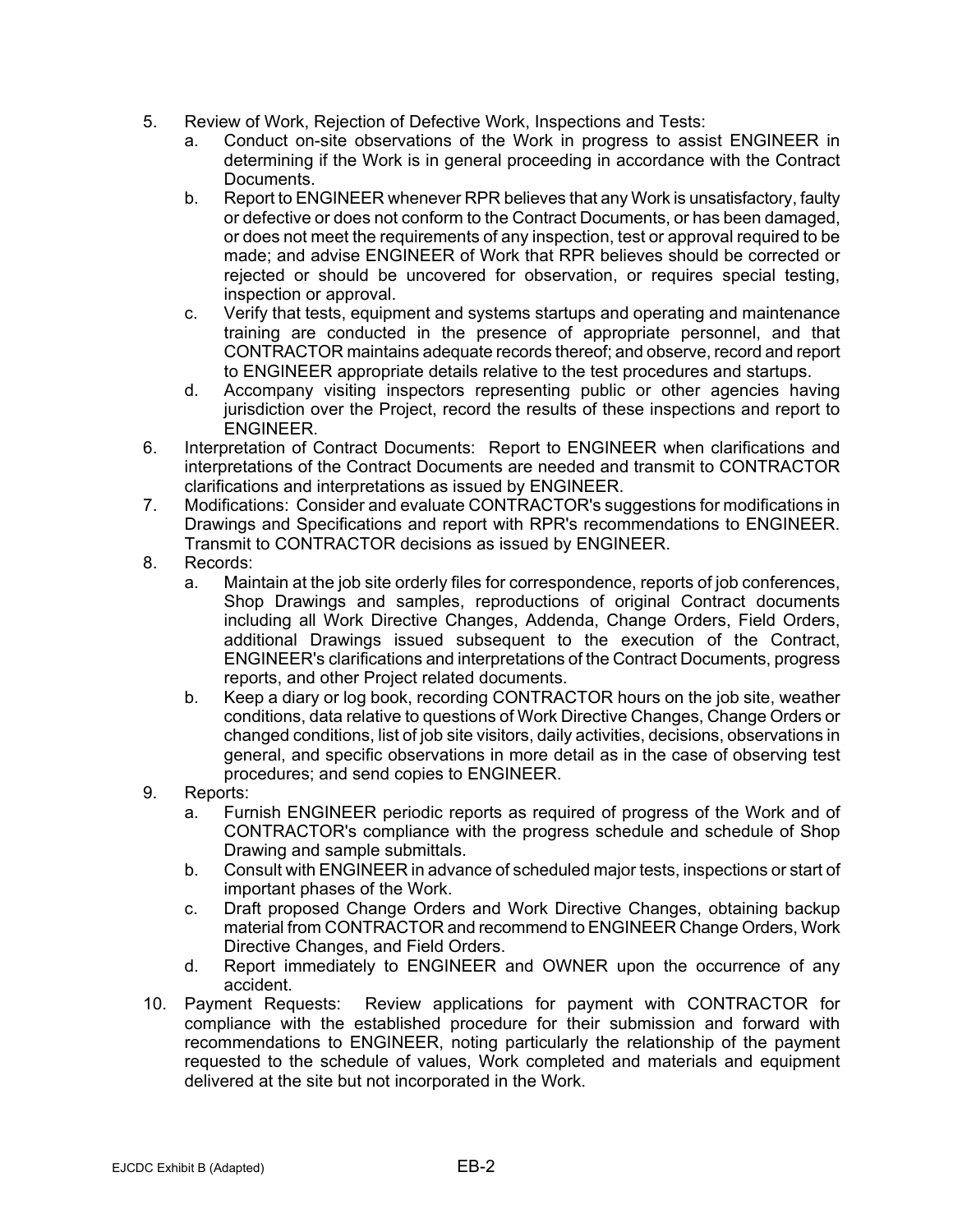5. Review of Work, Rejection of Defective Work, Inspections and Tests:
    a. Conduct on-site observations of the Work in progress to assist ENGINEER in determining if the Work is in general proceeding in accordance with the Contract Documents.
    b. Report to ENGINEER whenever RPR believes that any Work is unsatisfactory, faulty or defective or does not conform to the Contract Documents, or has been damaged, or does not meet the requirements of any inspection, test or approval required to be made; and advise ENGINEER of Work that RPR believes should be corrected or rejected or should be uncovered for observation, or requires special testing, inspection or approval.
    c. Verify that tests, equipment and systems startups and operating and maintenance training are conducted in the presence of appropriate personnel, and that CONTRACTOR maintains adequate records thereof; and observe, record and report to ENGINEER appropriate details relative to the test procedures and startups.
    d. Accompany visiting inspectors representing public or other agencies having jurisdiction over the Project, record the results of these inspections and report to ENGINEER.
6. Interpretation of Contract Documents: Report to ENGINEER when clarifications and interpretations of the Contract Documents are needed and transmit to CONTRACTOR clarifications and interpretations as issued by ENGINEER.
7. Modifications: Consider and evaluate CONTRACTOR's suggestions for modifications in Drawings and Specifications and report with RPR's recommendations to ENGINEER. Transmit to CONTRACTOR decisions as issued by ENGINEER.
8. Records:
    a. Maintain at the job site orderly files for correspondence, reports of job conferences, Shop Drawings and samples, reproductions of original Contract documents including all Work Directive Changes, Addenda, Change Orders, Field Orders, additional Drawings issued subsequent to the execution of the Contract, ENGINEER's clarifications and interpretations of the Contract Documents, progress reports, and other Project related documents.
    b. Keep a diary or log book, recording CONTRACTOR hours on the job site, weather conditions, data relative to questions of Work Directive Changes, Change Orders or changed conditions, list of job site visitors, daily activities, decisions, observations in general, and specific observations in more detail as in the case of observing test procedures; and send copies to ENGINEER.
9. Reports:
    a. Furnish ENGINEER periodic reports as required of progress of the Work and of CONTRACTOR's compliance with the progress schedule and schedule of Shop Drawing and sample submittals.
    b. Consult with ENGINEER in advance of scheduled major tests, inspections or start of important phases of the Work.
    c. Draft proposed Change Orders and Work Directive Changes, obtaining backup material from CONTRACTOR and recommend to ENGINEER Change Orders, Work Directive Changes, and Field Orders.
    d. Report immediately to ENGINEER and OWNER upon the occurrence of any accident.
10. Payment Requests: Review applications for payment with CONTRACTOR for compliance with the established procedure for their submission and forward with recommendations to ENGINEER, noting particularly the relationship of the payment requested to the schedule of values, Work completed and materials and equipment delivered at the site but not incorporated in the Work.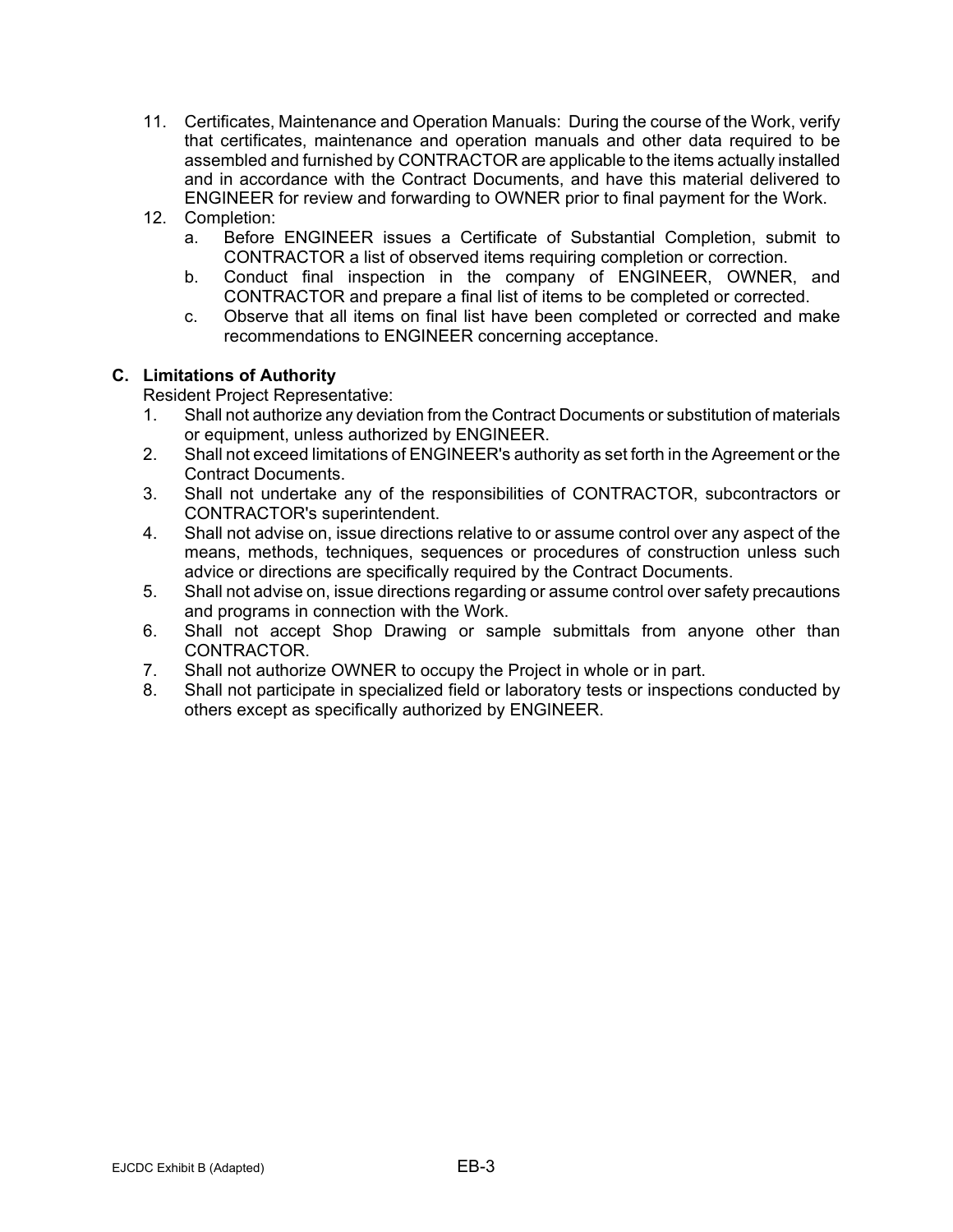11. Certificates, Maintenance and Operation Manuals: During the course of the Work, verify that certificates, maintenance and operation manuals and other data required to be assembled and furnished by CONTRACTOR are applicable to the items actually installed and in accordance with the Contract Documents, and have this material delivered to ENGINEER for review and forwarding to OWNER prior to final payment for the Work.
12. Completion:
    a. Before ENGINEER issues a Certificate of Substantial Completion, submit to CONTRACTOR a list of observed items requiring completion or correction.
    b. Conduct final inspection in the company of ENGINEER, OWNER, and CONTRACTOR and prepare a final list of items to be completed or corrected.
    c. Observe that all items on final list have been completed or corrected and make recommendations to ENGINEER concerning acceptance.

### C. Limitations of Authority

Resident Project Representative:

1. Shall not authorize any deviation from the Contract Documents or substitution of materials or equipment, unless authorized by ENGINEER.
2. Shall not exceed limitations of ENGINEER's authority as set forth in the Agreement or the Contract Documents.
3. Shall not undertake any of the responsibilities of CONTRACTOR, subcontractors or CONTRACTOR's superintendent.
4. Shall not advise on, issue directions relative to or assume control over any aspect of the means, methods, techniques, sequences or procedures of construction unless such advice or directions are specifically required by the Contract Documents.
5. Shall not advise on, issue directions regarding or assume control over safety precautions and programs in connection with the Work.
6. Shall not accept Shop Drawing or sample submittals from anyone other than CONTRACTOR.
7. Shall not authorize OWNER to occupy the Project in whole or in part.
8. Shall not participate in specialized field or laboratory tests or inspections conducted by others except as specifically authorized by ENGINEER.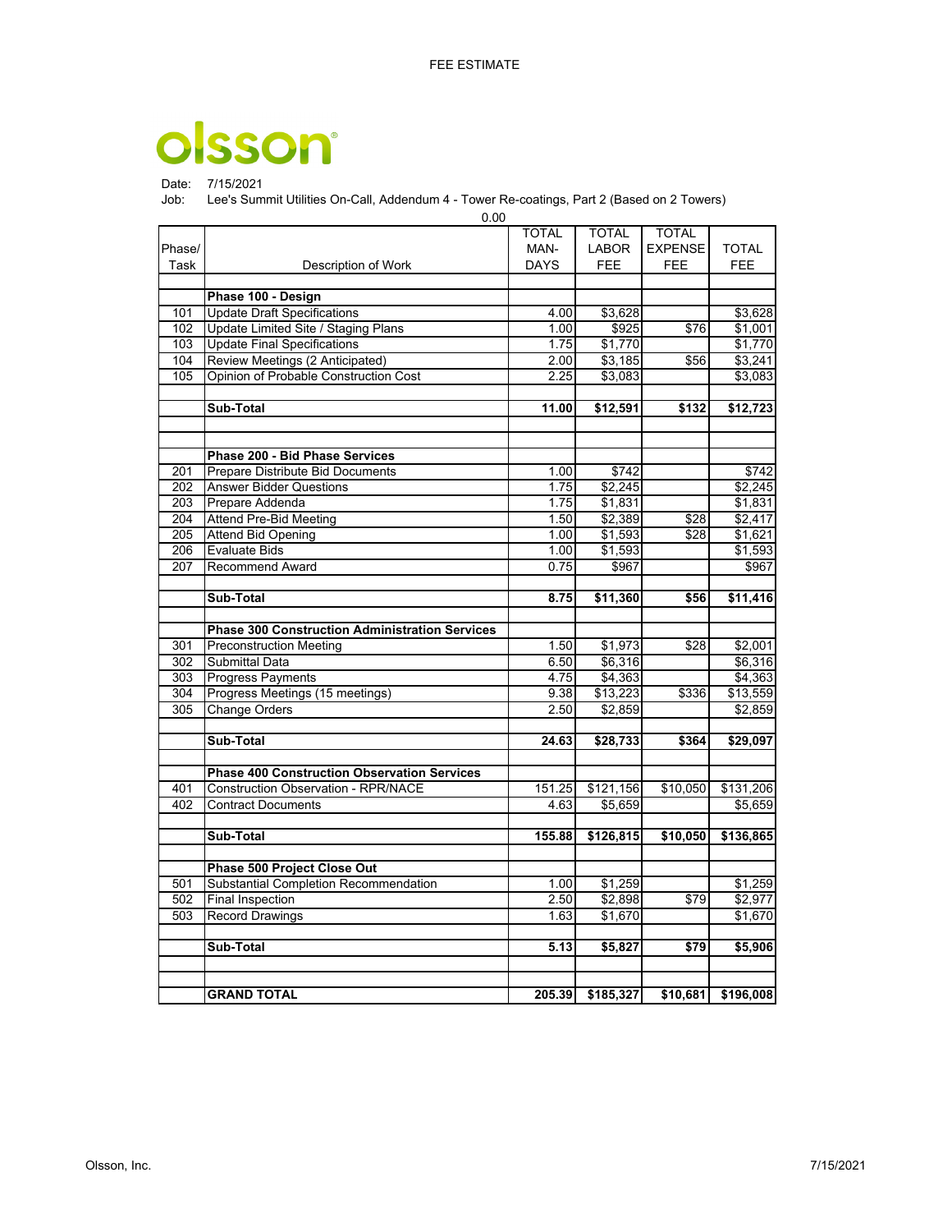FEE ESTIMATE

olsson

Date: 7/15/2021
Job: Lee's Summit Utilities On-Call, Addendum 4 - Tower Re-coatings, Part 2 (Based on 2 Towers)

0.00

| Phase/ Task | Description of Work | TOTAL MAN-DAYS | TOTAL LABOR FEE | TOTAL EXPENSE FEE | TOTAL FEE |
|---|---|---|---|---|---|
| | **Phase 100 - Design** | | | | |
| 101 | Update Draft Specifications | 4.00 | $3,628 | | $3,628 |
| 102 | Update Limited Site / Staging Plans | 1.00 | $925 | $76 | $1,001 |
| 103 | Update Final Specifications | 1.75 | $1,770 | | $1,770 |
| 104 | Review Meetings (2 Anticipated) | 2.00 | $3,185 | $56 | $3,241 |
| 105 | Opinion of Probable Construction Cost | 2.25 | $3,083 | | $3,083 |
| | **Sub-Total** | **11.00** | **$12,591** | **$132** | **$12,723** |
| | **Phase 200 - Bid Phase Services** | | | | |
| 201 | Prepare Distribute Bid Documents | 1.00 | $742 | | $742 |
| 202 | Answer Bidder Questions | 1.75 | $2,245 | | $2,245 |
| 203 | Prepare Addenda | 1.75 | $1,831 | | $1,831 |
| 204 | Attend Pre-Bid Meeting | 1.50 | $2,389 | $28 | $2,417 |
| 205 | Attend Bid Opening | 1.00 | $1,593 | $28 | $1,621 |
| 206 | Evaluate Bids | 1.00 | $1,593 | | $1,593 |
| 207 | Recommend Award | 0.75 | $967 | | $967 |
| | **Sub-Total** | **8.75** | **$11,360** | **$56** | **$11,416** |
| | **Phase 300 Construction Administration Services** | | | | |
| 301 | Preconstruction Meeting | 1.50 | $1,973 | $28 | $2,001 |
| 302 | Submittal Data | 6.50 | $6,316 | | $6,316 |
| 303 | Progress Payments | 4.75 | $4,363 | | $4,363 |
| 304 | Progress Meetings (15 meetings) | 9.38 | $13,223 | $336 | $13,559 |
| 305 | Change Orders | 2.50 | $2,859 | | $2,859 |
| | **Sub-Total** | **24.63** | **$28,733** | **$364** | **$29,097** |
| | **Phase 400 Construction Observation Services** | | | | |
| 401 | Construction Observation - RPR/NACE | 151.25 | $121,156 | $10,050 | $131,206 |
| 402 | Contract Documents | 4.63 | $5,659 | | $5,659 |
| | **Sub-Total** | **155.88** | **$126,815** | **$10,050** | **$136,865** |
| | **Phase 500 Project Close Out** | | | | |
| 501 | Substantial Completion Recommendation | 1.00 | $1,259 | | $1,259 |
| 502 | Final Inspection | 2.50 | $2,898 | $79 | $2,977 |
| 503 | Record Drawings | 1.63 | $1,670 | | $1,670 |
| | **Sub-Total** | **5.13** | **$5,827** | **$79** | **$5,906** |
| | **GRAND TOTAL** | **205.39** | **$185,327** | **$10,681** | **$196,008** |

Olsson, Inc. 7/15/2021